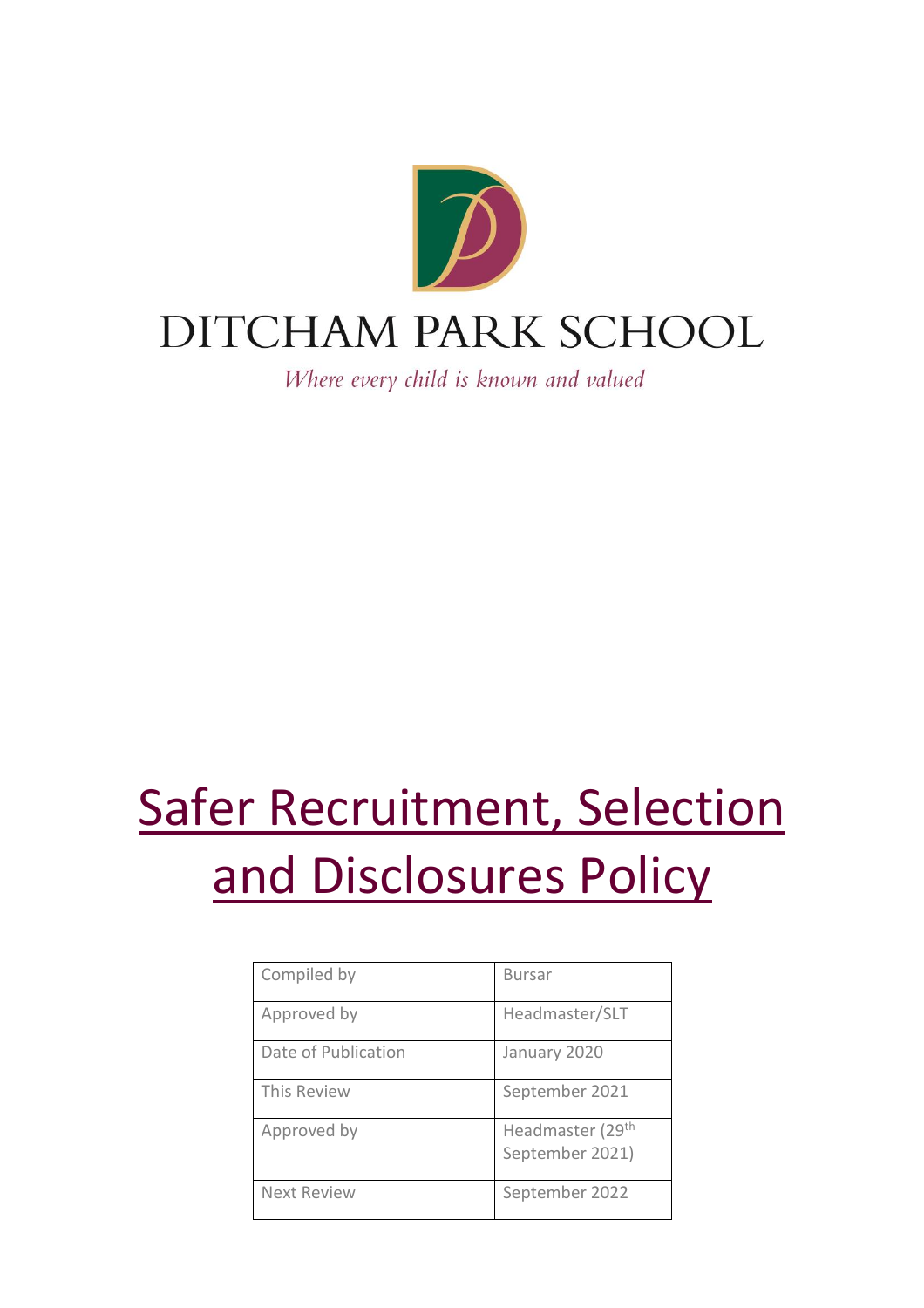DITCHAM PARK SCHOOL

*Where every child is known and valued*

# Safer Recruitment, Selection and Disclosures Policy

| Compiled by | Bursar |
|---|---|
| Approved by | Headmaster/SLT |
| Date of Publication | January 2020 |
| This Review | September 2021 |
| Approved by | Headmaster (29th September 2021) |
| Next Review | September 2022 |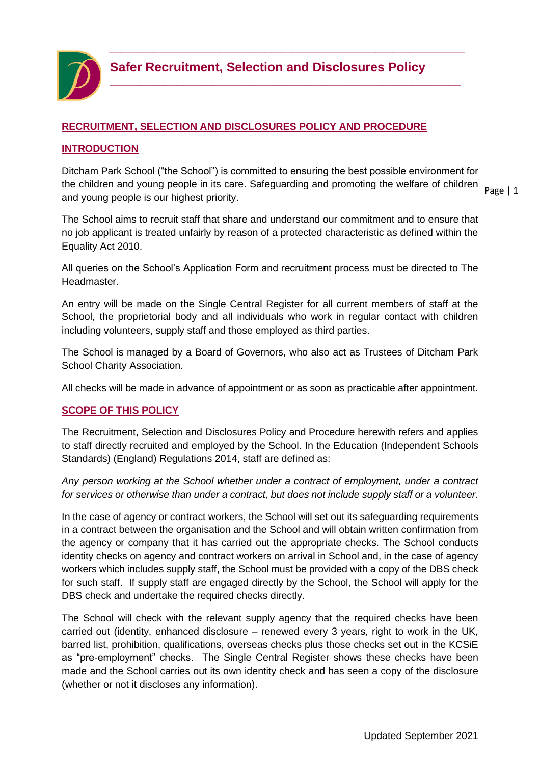# Safer Recruitment, Selection and Disclosures Policy

## RECRUITMENT, SELECTION AND DISCLOSURES POLICY AND PROCEDURE

## INTRODUCTION

Ditcham Park School ("the School") is committed to ensuring the best possible environment for the children and young people in its care. Safeguarding and promoting the welfare of children and young people is our highest priority.

The School aims to recruit staff that share and understand our commitment and to ensure that no job applicant is treated unfairly by reason of a protected characteristic as defined within the Equality Act 2010.

All queries on the School's Application Form and recruitment process must be directed to The Headmaster.

An entry will be made on the Single Central Register for all current members of staff at the School, the proprietorial body and all individuals who work in regular contact with children including volunteers, supply staff and those employed as third parties.

The School is managed by a Board of Governors, who also act as Trustees of Ditcham Park School Charity Association.

All checks will be made in advance of appointment or as soon as practicable after appointment.

## SCOPE OF THIS POLICY

The Recruitment, Selection and Disclosures Policy and Procedure herewith refers and applies to staff directly recruited and employed by the School. In the Education (Independent Schools Standards) (England) Regulations 2014, staff are defined as:

*Any person working at the School whether under a contract of employment, under a contract for services or otherwise than under a contract, but does not include supply staff or a volunteer.*

In the case of agency or contract workers, the School will set out its safeguarding requirements in a contract between the organisation and the School and will obtain written confirmation from the agency or company that it has carried out the appropriate checks. The School conducts identity checks on agency and contract workers on arrival in School and, in the case of agency workers which includes supply staff, the School must be provided with a copy of the DBS check for such staff. If supply staff are engaged directly by the School, the School will apply for the DBS check and undertake the required checks directly.

The School will check with the relevant supply agency that the required checks have been carried out (identity, enhanced disclosure – renewed every 3 years, right to work in the UK, barred list, prohibition, qualifications, overseas checks plus those checks set out in the KCSiE as "pre-employment" checks. The Single Central Register shows these checks have been made and the School carries out its own identity check and has seen a copy of the disclosure (whether or not it discloses any information).

Updated September 2021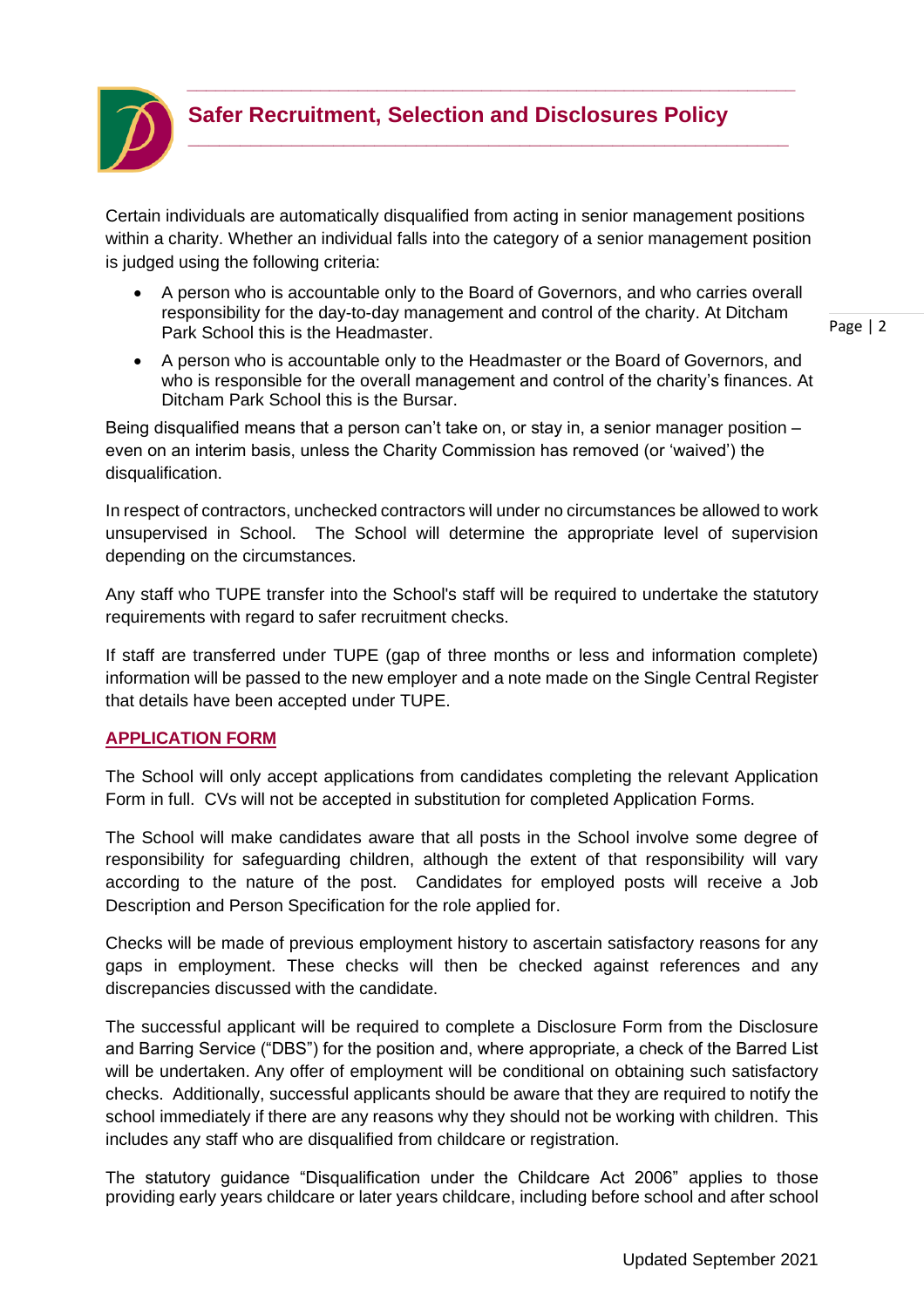Certain individuals are automatically disqualified from acting in senior management positions within a charity. Whether an individual falls into the category of a senior management position is judged using the following criteria:

- A person who is accountable only to the Board of Governors, and who carries overall responsibility for the day-to-day management and control of the charity. At Ditcham Park School this is the Headmaster.
- A person who is accountable only to the Headmaster or the Board of Governors, and who is responsible for the overall management and control of the charity's finances. At Ditcham Park School this is the Bursar.

Being disqualified means that a person can't take on, or stay in, a senior manager position – even on an interim basis, unless the Charity Commission has removed (or 'waived') the disqualification.

In respect of contractors, unchecked contractors will under no circumstances be allowed to work unsupervised in School. The School will determine the appropriate level of supervision depending on the circumstances.

Any staff who TUPE transfer into the School's staff will be required to undertake the statutory requirements with regard to safer recruitment checks.

If staff are transferred under TUPE (gap of three months or less and information complete) information will be passed to the new employer and a note made on the Single Central Register that details have been accepted under TUPE.

## APPLICATION FORM

The School will only accept applications from candidates completing the relevant Application Form in full. CVs will not be accepted in substitution for completed Application Forms.

The School will make candidates aware that all posts in the School involve some degree of responsibility for safeguarding children, although the extent of that responsibility will vary according to the nature of the post. Candidates for employed posts will receive a Job Description and Person Specification for the role applied for.

Checks will be made of previous employment history to ascertain satisfactory reasons for any gaps in employment. These checks will then be checked against references and any discrepancies discussed with the candidate.

The successful applicant will be required to complete a Disclosure Form from the Disclosure and Barring Service ("DBS") for the position and, where appropriate, a check of the Barred List will be undertaken. Any offer of employment will be conditional on obtaining such satisfactory checks. Additionally, successful applicants should be aware that they are required to notify the school immediately if there are any reasons why they should not be working with children. This includes any staff who are disqualified from childcare or registration.

The statutory guidance "Disqualification under the Childcare Act 2006" applies to those providing early years childcare or later years childcare, including before school and after school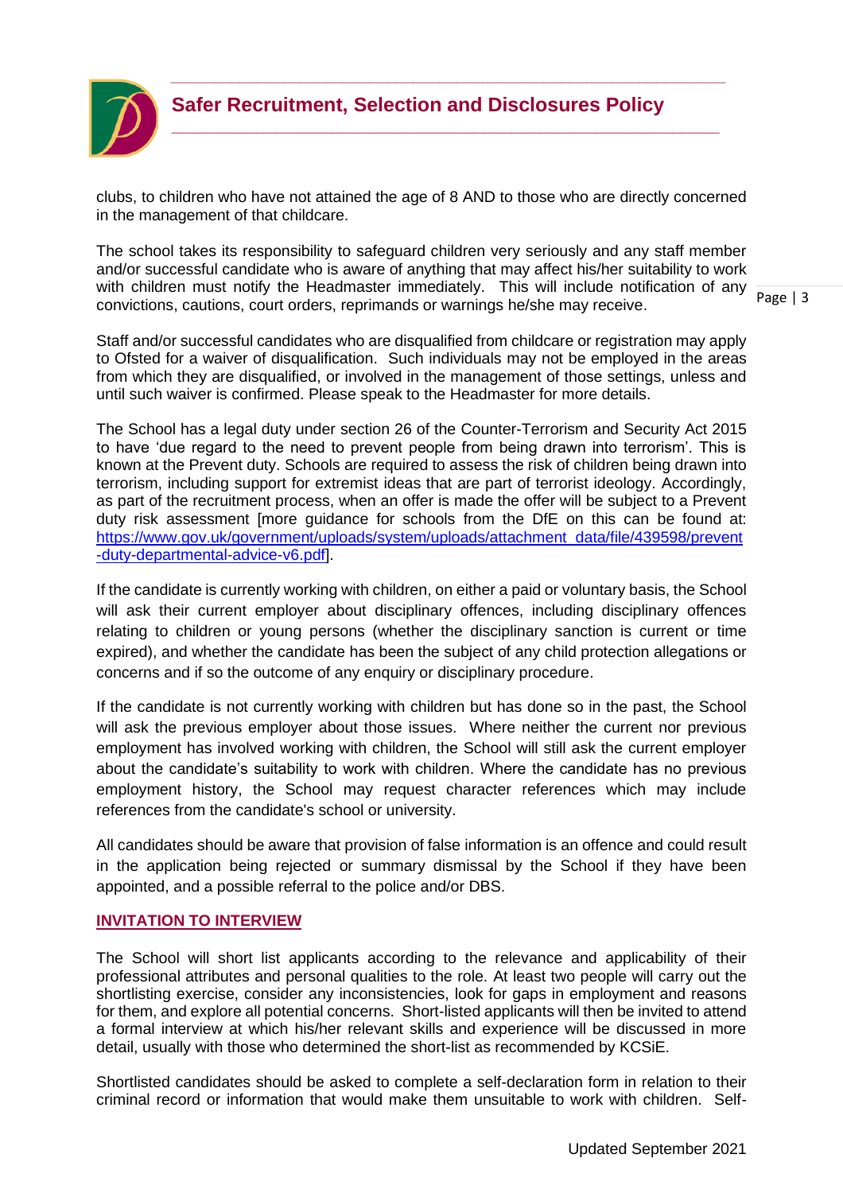clubs, to children who have not attained the age of 8 AND to those who are directly concerned in the management of that childcare.

The school takes its responsibility to safeguard children very seriously and any staff member and/or successful candidate who is aware of anything that may affect his/her suitability to work with children must notify the Headmaster immediately. This will include notification of any convictions, cautions, court orders, reprimands or warnings he/she may receive.

Staff and/or successful candidates who are disqualified from childcare or registration may apply to Ofsted for a waiver of disqualification. Such individuals may not be employed in the areas from which they are disqualified, or involved in the management of those settings, unless and until such waiver is confirmed. Please speak to the Headmaster for more details.

The School has a legal duty under section 26 of the Counter-Terrorism and Security Act 2015 to have 'due regard to the need to prevent people from being drawn into terrorism'. This is known at the Prevent duty. Schools are required to assess the risk of children being drawn into terrorism, including support for extremist ideas that are part of terrorist ideology. Accordingly, as part of the recruitment process, when an offer is made the offer will be subject to a Prevent duty risk assessment [more guidance for schools from the DfE on this can be found at: https://www.gov.uk/government/uploads/system/uploads/attachment_data/file/439598/prevent-duty-departmental-advice-v6.pdf].

If the candidate is currently working with children, on either a paid or voluntary basis, the School will ask their current employer about disciplinary offences, including disciplinary offences relating to children or young persons (whether the disciplinary sanction is current or time expired), and whether the candidate has been the subject of any child protection allegations or concerns and if so the outcome of any enquiry or disciplinary procedure.

If the candidate is not currently working with children but has done so in the past, the School will ask the previous employer about those issues. Where neither the current nor previous employment has involved working with children, the School will still ask the current employer about the candidate's suitability to work with children. Where the candidate has no previous employment history, the School may request character references which may include references from the candidate's school or university.

All candidates should be aware that provision of false information is an offence and could result in the application being rejected or summary dismissal by the School if they have been appointed, and a possible referral to the police and/or DBS.

## INVITATION TO INTERVIEW

The School will short list applicants according to the relevance and applicability of their professional attributes and personal qualities to the role. At least two people will carry out the shortlisting exercise, consider any inconsistencies, look for gaps in employment and reasons for them, and explore all potential concerns. Short-listed applicants will then be invited to attend a formal interview at which his/her relevant skills and experience will be discussed in more detail, usually with those who determined the short-list as recommended by KCSiE.

Shortlisted candidates should be asked to complete a self-declaration form in relation to their criminal record or information that would make them unsuitable to work with children. Self-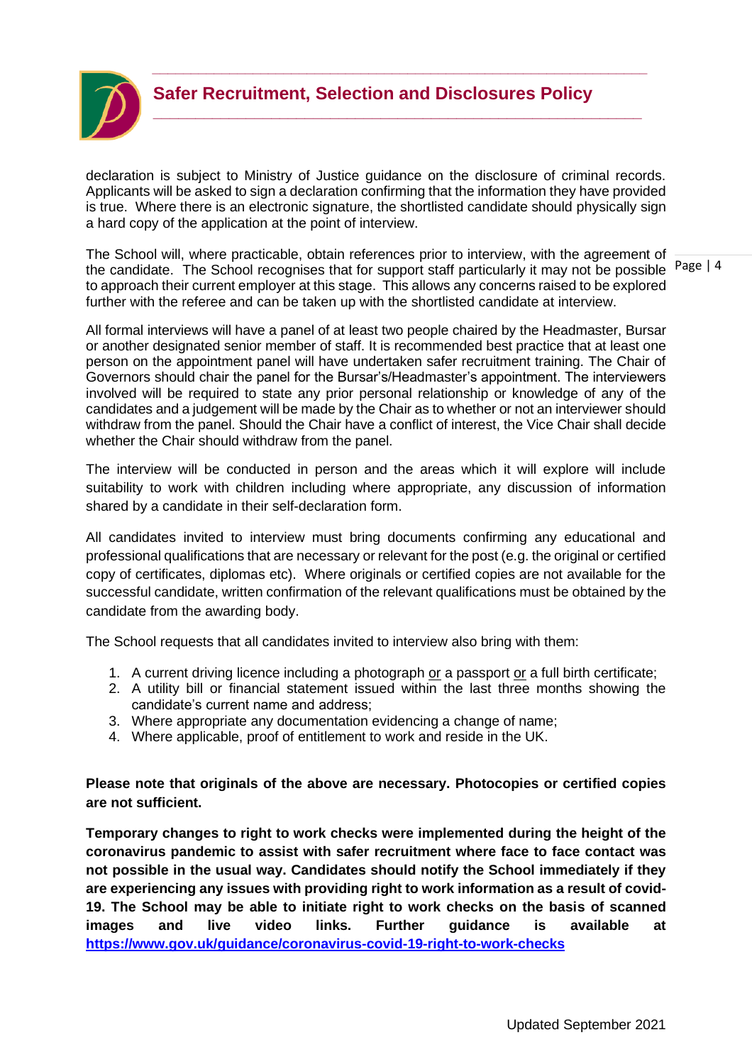declaration is subject to Ministry of Justice guidance on the disclosure of criminal records. Applicants will be asked to sign a declaration confirming that the information they have provided is true. Where there is an electronic signature, the shortlisted candidate should physically sign a hard copy of the application at the point of interview.

The School will, where practicable, obtain references prior to interview, with the agreement of the candidate. The School recognises that for support staff particularly it may not be possible to approach their current employer at this stage. This allows any concerns raised to be explored further with the referee and can be taken up with the shortlisted candidate at interview.

All formal interviews will have a panel of at least two people chaired by the Headmaster, Bursar or another designated senior member of staff. It is recommended best practice that at least one person on the appointment panel will have undertaken safer recruitment training. The Chair of Governors should chair the panel for the Bursar's/Headmaster's appointment. The interviewers involved will be required to state any prior personal relationship or knowledge of any of the candidates and a judgement will be made by the Chair as to whether or not an interviewer should withdraw from the panel. Should the Chair have a conflict of interest, the Vice Chair shall decide whether the Chair should withdraw from the panel.

The interview will be conducted in person and the areas which it will explore will include suitability to work with children including where appropriate, any discussion of information shared by a candidate in their self-declaration form.

All candidates invited to interview must bring documents confirming any educational and professional qualifications that are necessary or relevant for the post (e.g. the original or certified copy of certificates, diplomas etc). Where originals or certified copies are not available for the successful candidate, written confirmation of the relevant qualifications must be obtained by the candidate from the awarding body.

The School requests that all candidates invited to interview also bring with them:

1. A current driving licence including a photograph or a passport or a full birth certificate;
2. A utility bill or financial statement issued within the last three months showing the candidate's current name and address;
3. Where appropriate any documentation evidencing a change of name;
4. Where applicable, proof of entitlement to work and reside in the UK.

**Please note that originals of the above are necessary. Photocopies or certified copies are not sufficient.**

**Temporary changes to right to work checks were implemented during the height of the coronavirus pandemic to assist with safer recruitment where face to face contact was not possible in the usual way. Candidates should notify the School immediately if they are experiencing any issues with providing right to work information as a result of covid-19. The School may be able to initiate right to work checks on the basis of scanned images and live video links. Further guidance is available at [https://www.gov.uk/guidance/coronavirus-covid-19-right-to-work-checks](https://www.gov.uk/guidance/coronavirus-covid-19-right-to-work-checks)**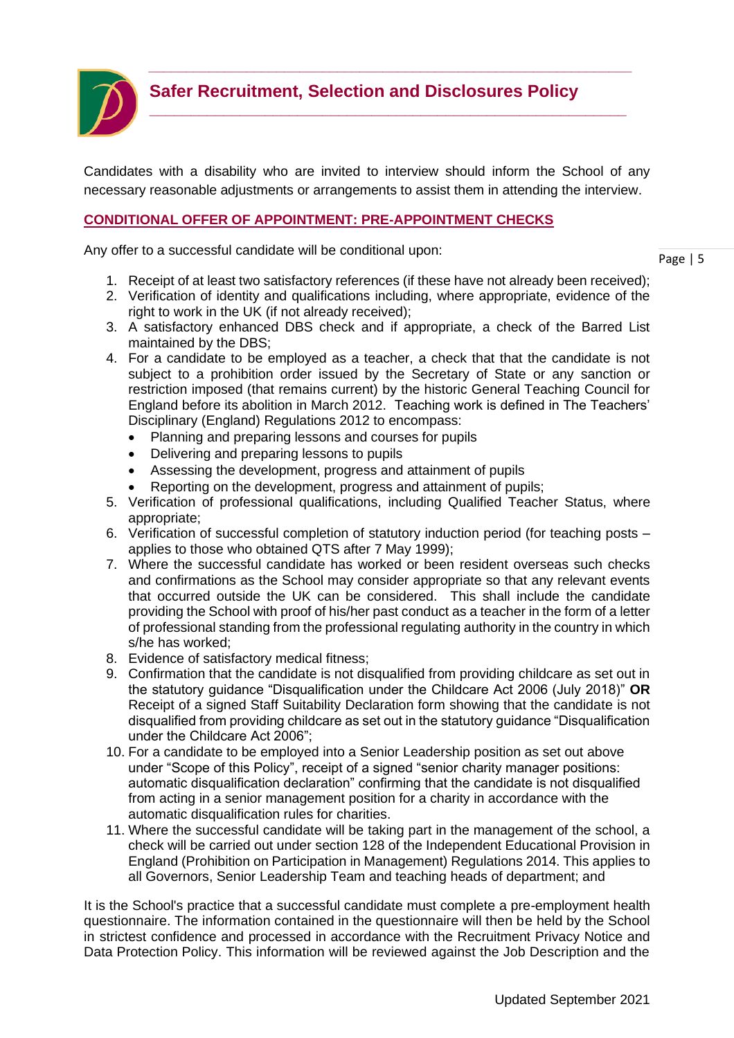Candidates with a disability who are invited to interview should inform the School of any necessary reasonable adjustments or arrangements to assist them in attending the interview.

## CONDITIONAL OFFER OF APPOINTMENT: PRE-APPOINTMENT CHECKS

Any offer to a successful candidate will be conditional upon:

1. Receipt of at least two satisfactory references (if these have not already been received);
2. Verification of identity and qualifications including, where appropriate, evidence of the right to work in the UK (if not already received);
3. A satisfactory enhanced DBS check and if appropriate, a check of the Barred List maintained by the DBS;
4. For a candidate to be employed as a teacher, a check that that the candidate is not subject to a prohibition order issued by the Secretary of State or any sanction or restriction imposed (that remains current) by the historic General Teaching Council for England before its abolition in March 2012. Teaching work is defined in The Teachers' Disciplinary (England) Regulations 2012 to encompass:
   - Planning and preparing lessons and courses for pupils
   - Delivering and preparing lessons to pupils
   - Assessing the development, progress and attainment of pupils
   - Reporting on the development, progress and attainment of pupils;
5. Verification of professional qualifications, including Qualified Teacher Status, where appropriate;
6. Verification of successful completion of statutory induction period (for teaching posts – applies to those who obtained QTS after 7 May 1999);
7. Where the successful candidate has worked or been resident overseas such checks and confirmations as the School may consider appropriate so that any relevant events that occurred outside the UK can be considered. This shall include the candidate providing the School with proof of his/her past conduct as a teacher in the form of a letter of professional standing from the professional regulating authority in the country in which s/he has worked;
8. Evidence of satisfactory medical fitness;
9. Confirmation that the candidate is not disqualified from providing childcare as set out in the statutory guidance "Disqualification under the Childcare Act 2006 (July 2018)" **OR** Receipt of a signed Staff Suitability Declaration form showing that the candidate is not disqualified from providing childcare as set out in the statutory guidance "Disqualification under the Childcare Act 2006";
10. For a candidate to be employed into a Senior Leadership position as set out above under "Scope of this Policy", receipt of a signed "senior charity manager positions: automatic disqualification declaration" confirming that the candidate is not disqualified from acting in a senior management position for a charity in accordance with the automatic disqualification rules for charities.
11. Where the successful candidate will be taking part in the management of the school, a check will be carried out under section 128 of the Independent Educational Provision in England (Prohibition on Participation in Management) Regulations 2014. This applies to all Governors, Senior Leadership Team and teaching heads of department; and

It is the School's practice that a successful candidate must complete a pre-employment health questionnaire. The information contained in the questionnaire will then be held by the School in strictest confidence and processed in accordance with the Recruitment Privacy Notice and Data Protection Policy. This information will be reviewed against the Job Description and the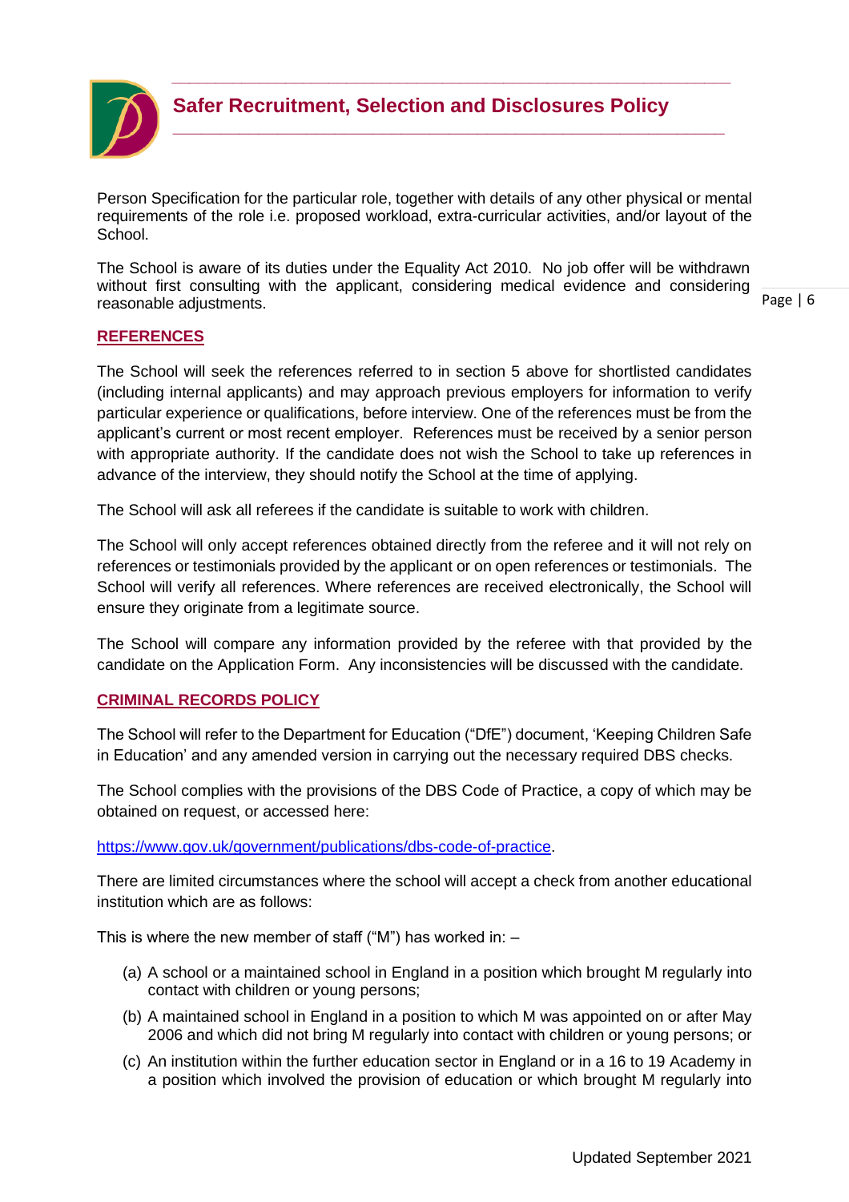Person Specification for the particular role, together with details of any other physical or mental requirements of the role i.e. proposed workload, extra-curricular activities, and/or layout of the School.

The School is aware of its duties under the Equality Act 2010. No job offer will be withdrawn without first consulting with the applicant, considering medical evidence and considering reasonable adjustments.

## REFERENCES

The School will seek the references referred to in section 5 above for shortlisted candidates (including internal applicants) and may approach previous employers for information to verify particular experience or qualifications, before interview. One of the references must be from the applicant's current or most recent employer. References must be received by a senior person with appropriate authority. If the candidate does not wish the School to take up references in advance of the interview, they should notify the School at the time of applying.

The School will ask all referees if the candidate is suitable to work with children.

The School will only accept references obtained directly from the referee and it will not rely on references or testimonials provided by the applicant or on open references or testimonials. The School will verify all references. Where references are received electronically, the School will ensure they originate from a legitimate source.

The School will compare any information provided by the referee with that provided by the candidate on the Application Form. Any inconsistencies will be discussed with the candidate.

## CRIMINAL RECORDS POLICY

The School will refer to the Department for Education ("DfE") document, 'Keeping Children Safe in Education' and any amended version in carrying out the necessary required DBS checks.

The School complies with the provisions of the DBS Code of Practice, a copy of which may be obtained on request, or accessed here:

https://www.gov.uk/government/publications/dbs-code-of-practice.

There are limited circumstances where the school will accept a check from another educational institution which are as follows:

This is where the new member of staff ("M") has worked in: –

(a) A school or a maintained school in England in a position which brought M regularly into contact with children or young persons;

(b) A maintained school in England in a position to which M was appointed on or after May 2006 and which did not bring M regularly into contact with children or young persons; or

(c) An institution within the further education sector in England or in a 16 to 19 Academy in a position which involved the provision of education or which brought M regularly into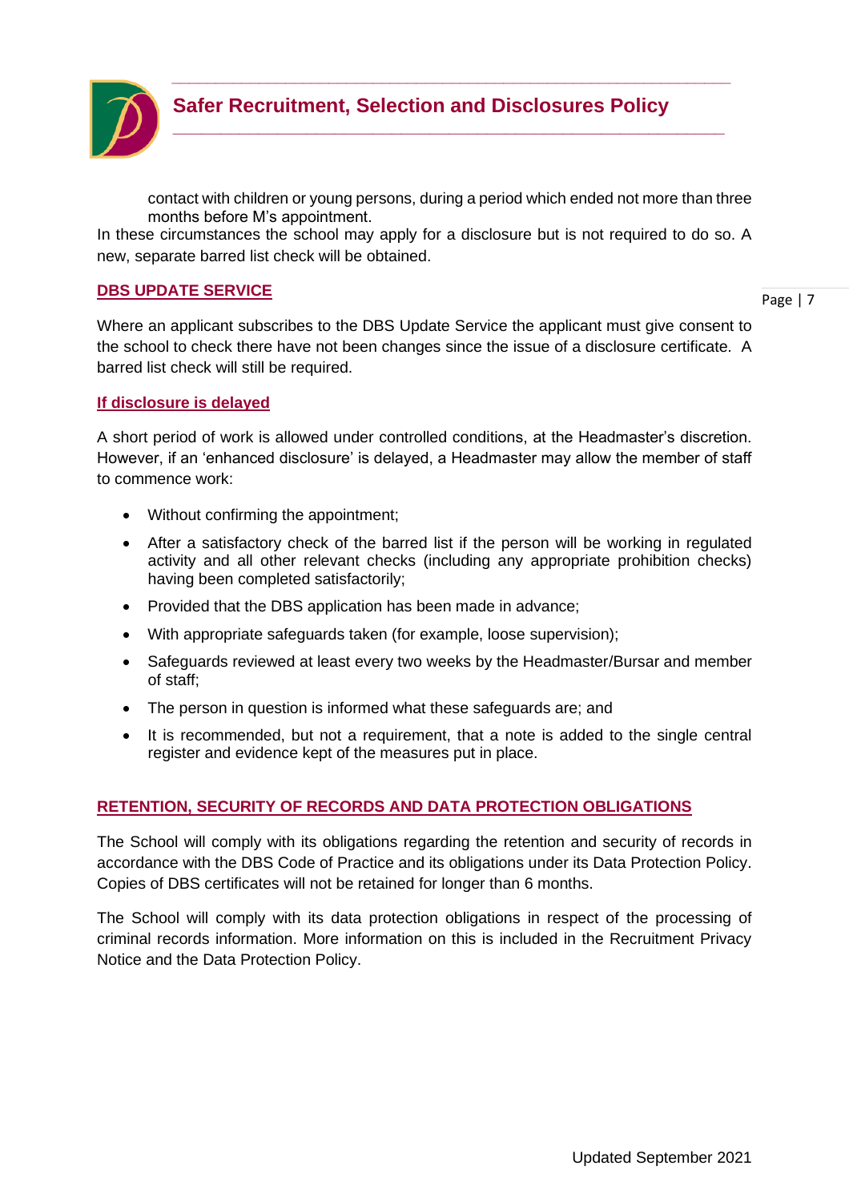contact with children or young persons, during a period which ended not more than three months before M's appointment.

In these circumstances the school may apply for a disclosure but is not required to do so. A new, separate barred list check will be obtained.

## DBS UPDATE SERVICE

Where an applicant subscribes to the DBS Update Service the applicant must give consent to the school to check there have not been changes since the issue of a disclosure certificate. A barred list check will still be required.

### If disclosure is delayed

A short period of work is allowed under controlled conditions, at the Headmaster's discretion. However, if an 'enhanced disclosure' is delayed, a Headmaster may allow the member of staff to commence work:

- Without confirming the appointment;
- After a satisfactory check of the barred list if the person will be working in regulated activity and all other relevant checks (including any appropriate prohibition checks) having been completed satisfactorily;
- Provided that the DBS application has been made in advance;
- With appropriate safeguards taken (for example, loose supervision);
- Safeguards reviewed at least every two weeks by the Headmaster/Bursar and member of staff;
- The person in question is informed what these safeguards are; and
- It is recommended, but not a requirement, that a note is added to the single central register and evidence kept of the measures put in place.

## RETENTION, SECURITY OF RECORDS AND DATA PROTECTION OBLIGATIONS

The School will comply with its obligations regarding the retention and security of records in accordance with the DBS Code of Practice and its obligations under its Data Protection Policy. Copies of DBS certificates will not be retained for longer than 6 months.

The School will comply with its data protection obligations in respect of the processing of criminal records information. More information on this is included in the Recruitment Privacy Notice and the Data Protection Policy.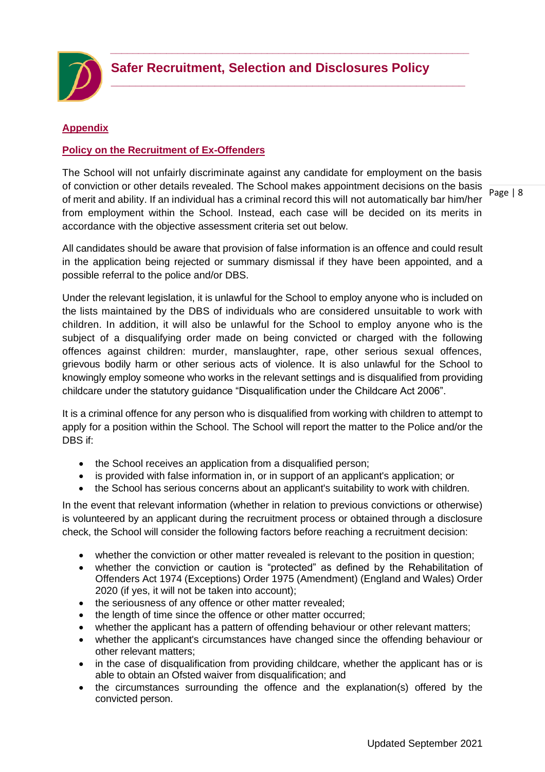## Appendix

### Policy on the Recruitment of Ex-Offenders

The School will not unfairly discriminate against any candidate for employment on the basis of conviction or other details revealed. The School makes appointment decisions on the basis of merit and ability. If an individual has a criminal record this will not automatically bar him/her from employment within the School. Instead, each case will be decided on its merits in accordance with the objective assessment criteria set out below.

All candidates should be aware that provision of false information is an offence and could result in the application being rejected or summary dismissal if they have been appointed, and a possible referral to the police and/or DBS.

Under the relevant legislation, it is unlawful for the School to employ anyone who is included on the lists maintained by the DBS of individuals who are considered unsuitable to work with children. In addition, it will also be unlawful for the School to employ anyone who is the subject of a disqualifying order made on being convicted or charged with the following offences against children: murder, manslaughter, rape, other serious sexual offences, grievous bodily harm or other serious acts of violence. It is also unlawful for the School to knowingly employ someone who works in the relevant settings and is disqualified from providing childcare under the statutory guidance "Disqualification under the Childcare Act 2006".

It is a criminal offence for any person who is disqualified from working with children to attempt to apply for a position within the School. The School will report the matter to the Police and/or the DBS if:

- the School receives an application from a disqualified person;
- is provided with false information in, or in support of an applicant's application; or
- the School has serious concerns about an applicant's suitability to work with children.

In the event that relevant information (whether in relation to previous convictions or otherwise) is volunteered by an applicant during the recruitment process or obtained through a disclosure check, the School will consider the following factors before reaching a recruitment decision:

- whether the conviction or other matter revealed is relevant to the position in question;
- whether the conviction or caution is "protected" as defined by the Rehabilitation of Offenders Act 1974 (Exceptions) Order 1975 (Amendment) (England and Wales) Order 2020 (if yes, it will not be taken into account);
- the seriousness of any offence or other matter revealed;
- the length of time since the offence or other matter occurred;
- whether the applicant has a pattern of offending behaviour or other relevant matters;
- whether the applicant's circumstances have changed since the offending behaviour or other relevant matters;
- in the case of disqualification from providing childcare, whether the applicant has or is able to obtain an Ofsted waiver from disqualification; and
- the circumstances surrounding the offence and the explanation(s) offered by the convicted person.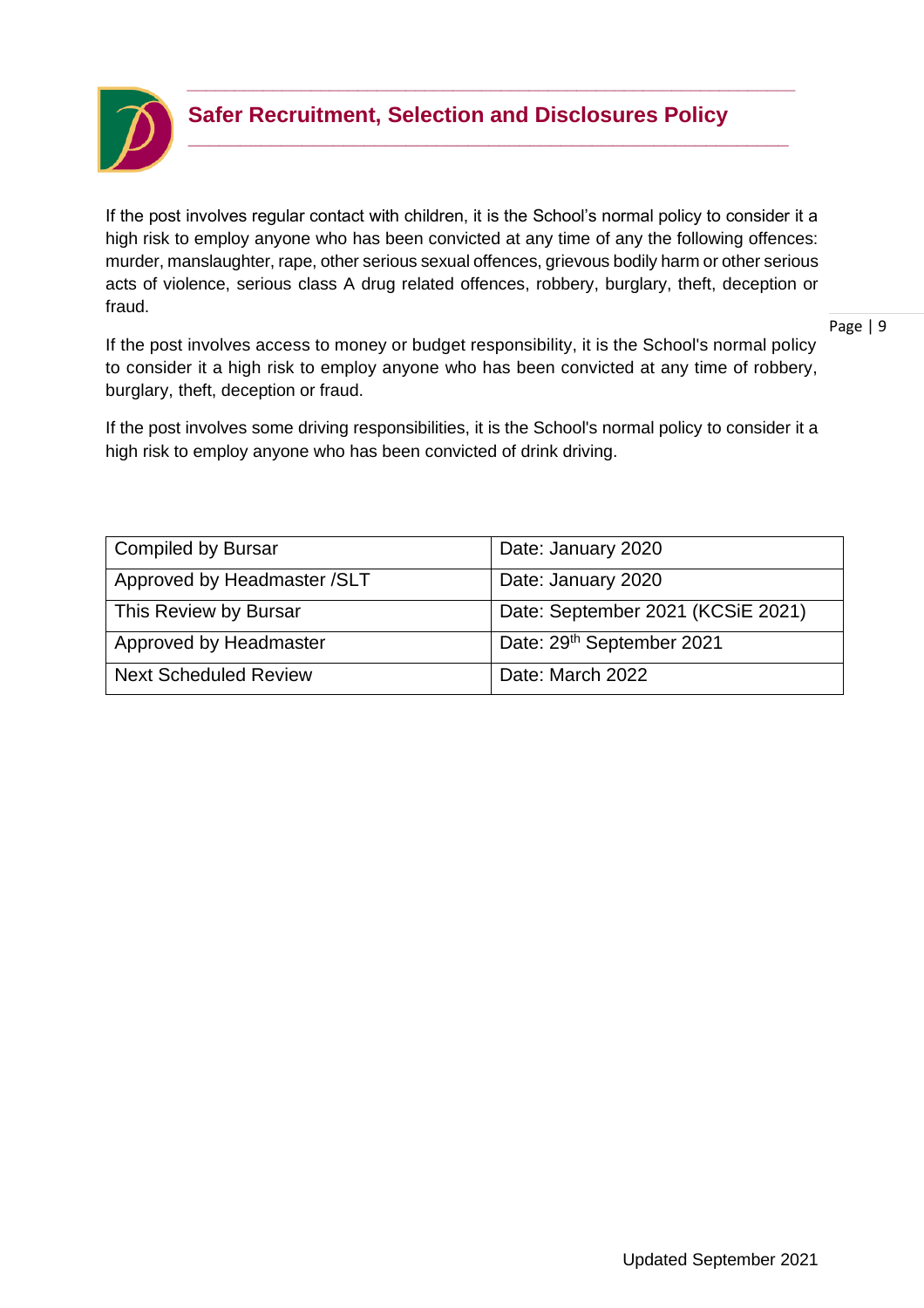If the post involves regular contact with children, it is the School's normal policy to consider it a high risk to employ anyone who has been convicted at any time of any the following offences: murder, manslaughter, rape, other serious sexual offences, grievous bodily harm or other serious acts of violence, serious class A drug related offences, robbery, burglary, theft, deception or fraud.

If the post involves access to money or budget responsibility, it is the School's normal policy to consider it a high risk to employ anyone who has been convicted at any time of robbery, burglary, theft, deception or fraud.

If the post involves some driving responsibilities, it is the School's normal policy to consider it a high risk to employ anyone who has been convicted of drink driving.

| | |
|---|---|
| Compiled by Bursar | Date: January 2020 |
| Approved by Headmaster /SLT | Date: January 2020 |
| This Review by Bursar | Date: September 2021 (KCSiE 2021) |
| Approved by Headmaster | Date: 29th September 2021 |
| Next Scheduled Review | Date: March 2022 |